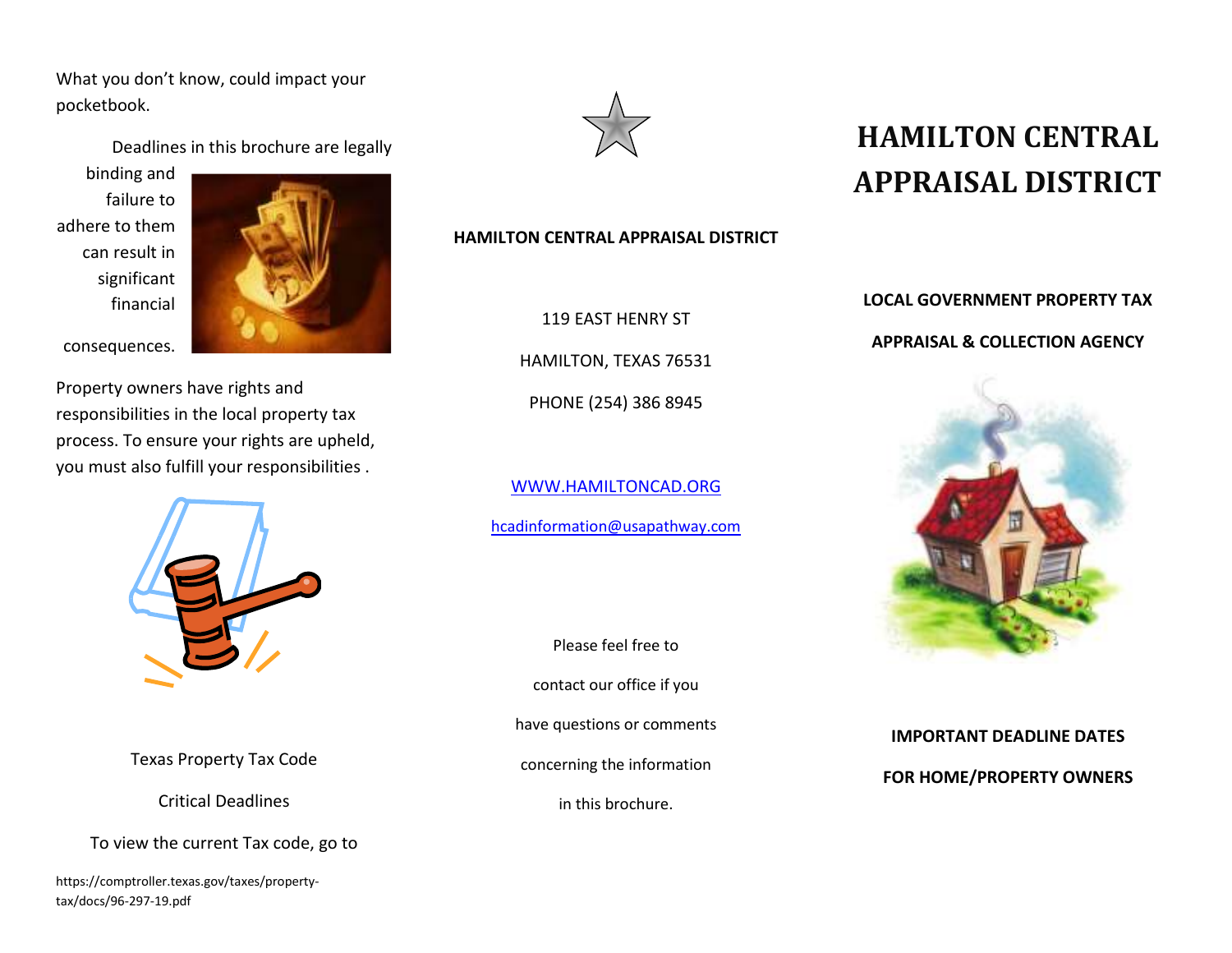What you don't know, could impact your pocketbook.

Deadlines in this brochure are legally binding and failure to adhere to them can result in significant financial consequences.

Property owners have rights and responsibilities in the local property tax process. To ensure your rights are upheld, you must also fulfill your responsibilities .

Texas Property Tax Code

Critical Deadlines

To view the current Tax code, go to

https://comptroller.texas.gov/taxes/property-tax/docs/96-297-19.pdf

**HAMILTON CENTRAL APPRAISAL DISTRICT**

119 EAST HENRY ST

HAMILTON, TEXAS 76531

PHONE (254) 386 8945

[WWW.HAMILTONCAD.ORG](http://WWW.HAMILTONCAD.ORG)

[hcadinformation@usapathway.com](mailto:hcadinformation@usapathway.com)

Please feel free to contact our office if you have questions or comments concerning the information in this brochure.

# HAMILTON CENTRAL APPRAISAL DISTRICT

**LOCAL GOVERNMENT PROPERTY TAX**

**APPRAISAL & COLLECTION AGENCY**

**IMPORTANT DEADLINE DATES**

**FOR HOME/PROPERTY OWNERS**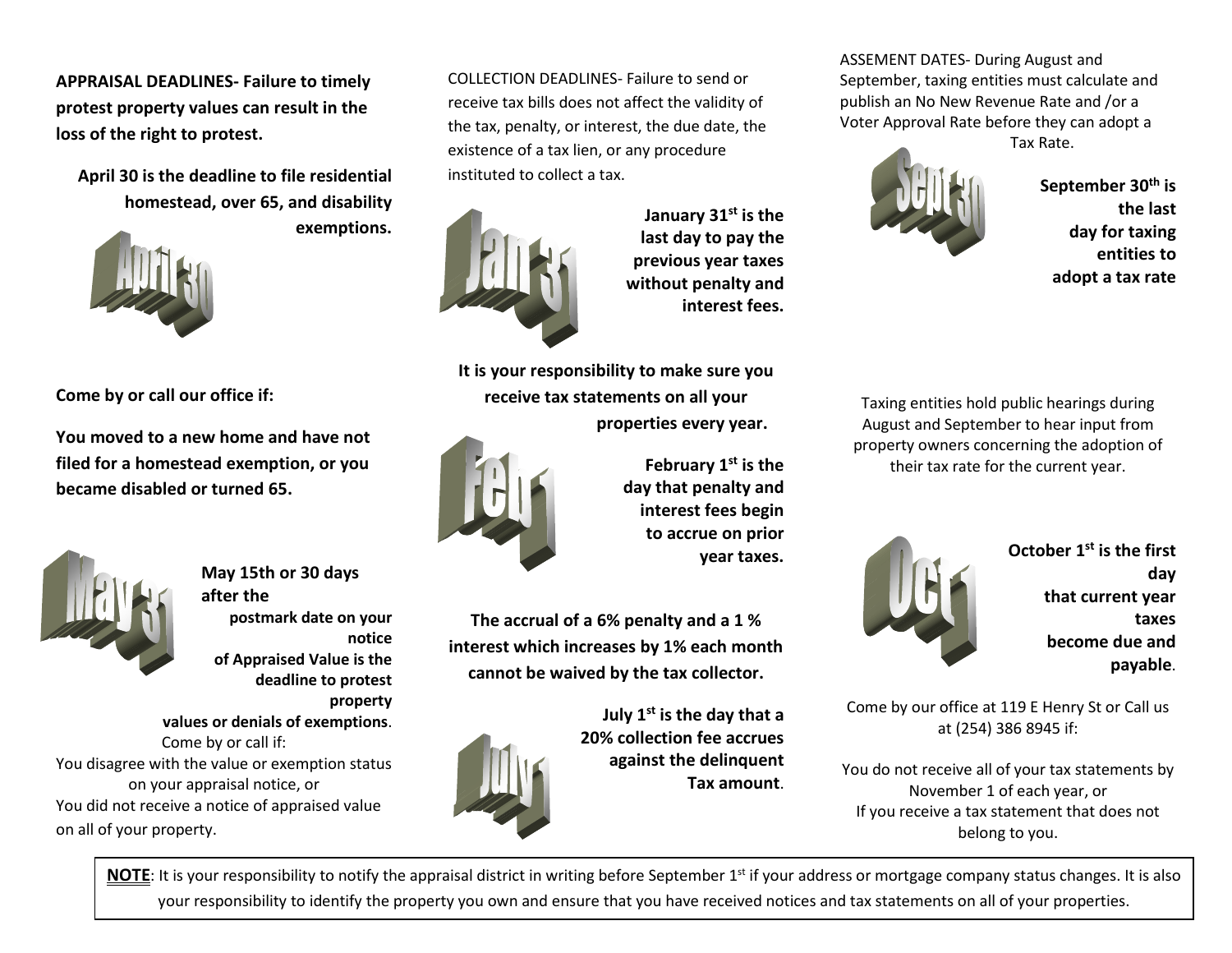**APPRAISAL DEADLINES- Failure to timely protest property values can result in the loss of the right to protest.**

**April 30 is the deadline to file residential homestead, over 65, and disability exemptions.**

April 30

**Come by or call our office if:**

**You moved to a new home and have not filed for a homestead exemption, or you became disabled or turned 65.**

May 31

**May 15th or 30 days after the postmark date on your notice of Appraised Value is the deadline to protest property values or denials of exemptions**.

Come by or call if:

You disagree with the value or exemption status on your appraisal notice, or

You did not receive a notice of appraised value on all of your property.

COLLECTION DEADLINES- Failure to send or receive tax bills does not affect the validity of the tax, penalty, or interest, the due date, the existence of a tax lien, or any procedure instituted to collect a tax.

Jan 31

**January 31st is the last day to pay the previous year taxes without penalty and interest fees.**

**It is your responsibility to make sure you receive tax statements on all your properties every year.**

Feb 1

**February 1st is the day that penalty and interest fees begin to accrue on prior year taxes.**

**The accrual of a 6% penalty and a 1 % interest which increases by 1% each month cannot be waived by the tax collector.**

July 1

**July 1st is the day that a 20% collection fee accrues against the delinquent Tax amount**.

ASSEMENT DATES- During August and September, taxing entities must calculate and publish an No New Revenue Rate and /or a Voter Approval Rate before they can adopt a Tax Rate.

Sept 30

**September 30th is the last day for taxing entities to adopt a tax rate**

Taxing entities hold public hearings during August and September to hear input from property owners concerning the adoption of their tax rate for the current year.

Oct 1

**October 1st is the first day that current year taxes become due and payable**.

Come by our office at 119 E Henry St or Call us at (254) 386 8945 if:

You do not receive all of your tax statements by November 1 of each year, or

If you receive a tax statement that does not belong to you.

**NOTE**: It is your responsibility to notify the appraisal district in writing before September 1st if your address or mortgage company status changes. It is also your responsibility to identify the property you own and ensure that you have received notices and tax statements on all of your properties.